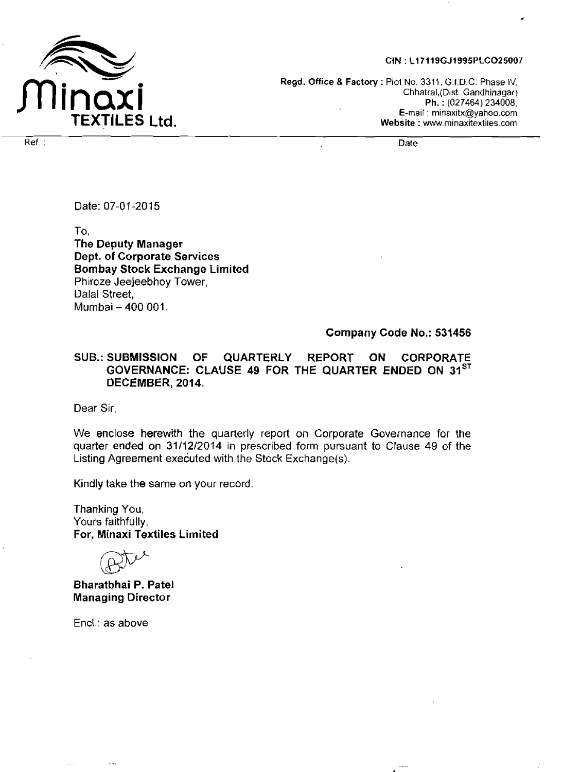**Minaxi TEXTILES Ltd.**

CIN : L17119GJ1995PLCO25007

**Regd. Office & Factory :** Plot No. 3311, G.I.D.C. Phase IV, Chhatral,(Dist. Gandhinagar)
**Ph. :** (027464) 234008,
**E-mail :** minaxitx@yahoo.com
**Website :** www.minaxitextiles.com

Ref. : Date

Date: 07-01-2015

To,
**The Deputy Manager**
**Dept. of Corporate Services**
**Bombay Stock Exchange Limited**
Phiroze Jeejeebhoy Tower,
Dalal Street,
Mumbai – 400 001.

**Company Code No.: 531456**

**SUB.: SUBMISSION OF QUARTERLY REPORT ON CORPORATE GOVERNANCE: CLAUSE 49 FOR THE QUARTER ENDED ON 31ST DECEMBER, 2014.**

Dear Sir,

We enclose herewith the quarterly report on Corporate Governance for the quarter ended on 31/12/2014 in prescribed form pursuant to Clause 49 of the Listing Agreement executed with the Stock Exchange(s).

Kindly take the same on your record.

Thanking You,
Yours faithfully,
**For, Minaxi Textiles Limited**

**Bharatbhai P. Patel**
**Managing Director**

Encl.: as above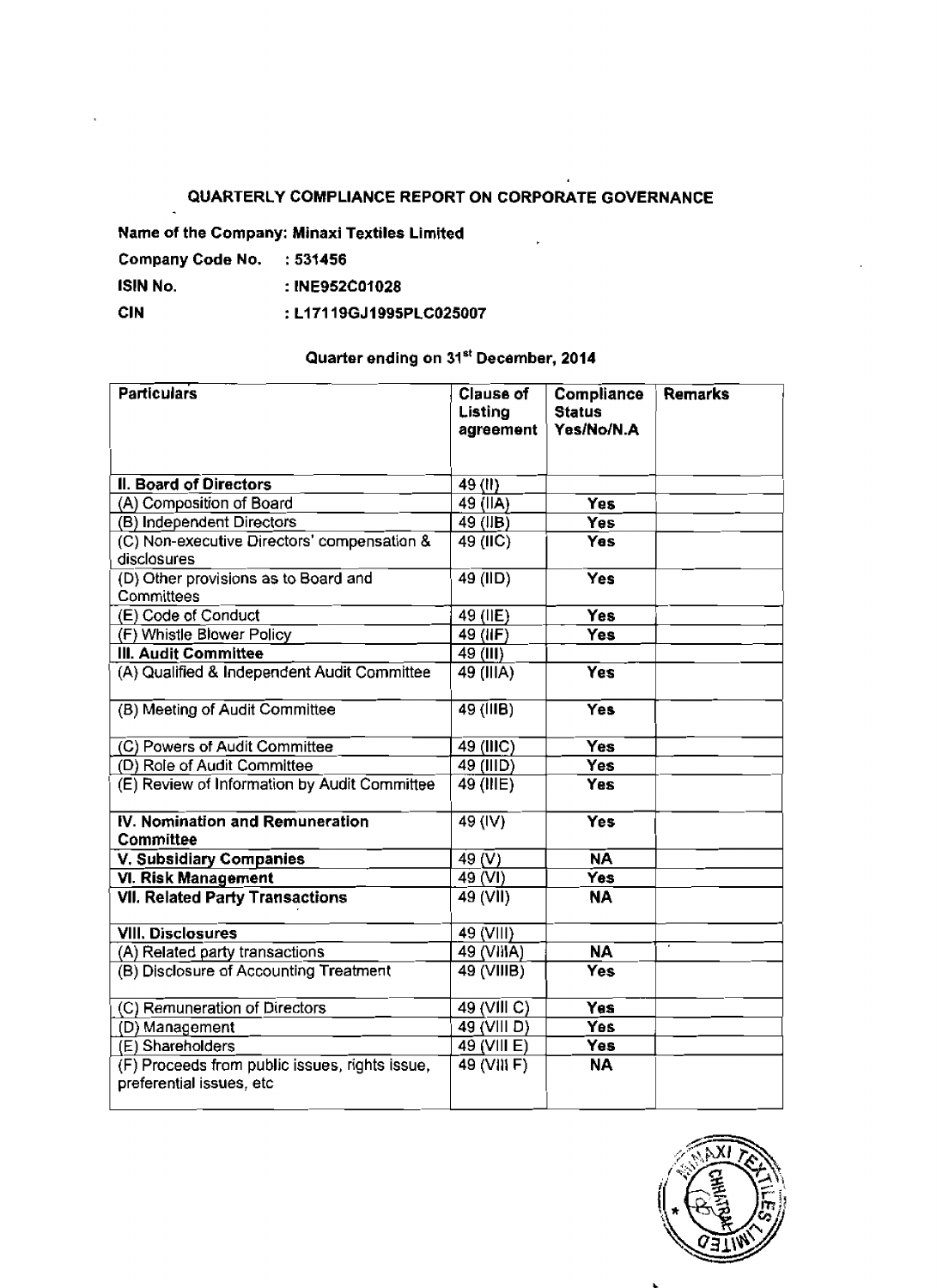# QUARTERLY COMPLIANCE REPORT ON CORPORATE GOVERNANCE

**Name of the Company: Minaxi Textiles Limited**

**Company Code No.** : **531456**

**ISIN No.** : **INE952C01028**

**CIN** : **L17119GJ1995PLC025007**

**Quarter ending on 31st December, 2014**

| Particulars | Clause of Listing agreement | Compliance Status Yes/No/N.A | Remarks |
|---|---|---|---|
| **II. Board of Directors** | 49 (II) | | |
| (A) Composition of Board | 49 (IIA) | Yes | |
| (B) Independent Directors | 49 (IIB) | Yes | |
| (C) Non-executive Directors' compensation & disclosures | 49 (IIC) | Yes | |
| (D) Other provisions as to Board and Committees | 49 (IID) | Yes | |
| (E) Code of Conduct | 49 (IIE) | Yes | |
| (F) Whistle Blower Policy | 49 (IIF) | Yes | |
| **III. Audit Committee** | 49 (III) | | |
| (A) Qualified & Independent Audit Committee | 49 (IIIA) | Yes | |
| (B) Meeting of Audit Committee | 49 (IIIB) | Yes | |
| (C) Powers of Audit Committee | 49 (IIIC) | Yes | |
| (D) Role of Audit Committee | 49 (IIID) | Yes | |
| (E) Review of Information by Audit Committee | 49 (IIIE) | Yes | |
| **IV. Nomination and Remuneration Committee** | 49 (IV) | Yes | |
| **V. Subsidiary Companies** | 49 (V) | NA | |
| **VI. Risk Management** | 49 (VI) | Yes | |
| **VII. Related Party Transactions** | 49 (VII) | NA | |
| **VIII. Disclosures** | 49 (VIII) | | |
| (A) Related party transactions | 49 (VIIIA) | NA | |
| (B) Disclosure of Accounting Treatment | 49 (VIIIB) | Yes | |
| (C) Remuneration of Directors | 49 (VIII C) | Yes | |
| (D) Management | 49 (VIII D) | Yes | |
| (E) Shareholders | 49 (VIII E) | Yes | |
| (F) Proceeds from public issues, rights issue, preferential issues, etc | 49 (VIII F) | NA | |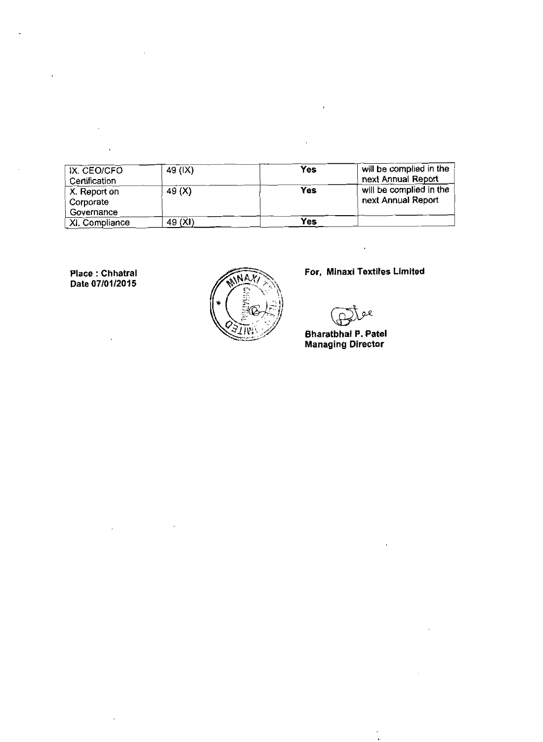| | | | |
|---|---|---|---|
| IX. CEO/CFO Certification | 49 (IX) | **Yes** | will be complied in the next Annual Report |
| X. Report on Corporate Governance | 49 (X) | **Yes** | will be complied in the next Annual Report |
| XI. Compliance | 49 (XI) | **Yes** | |

**Place : Chhatral**
**Date 07/01/2015**

**For, Minaxi Textiles Limited**

**Bharatbhai P. Patel**
**Managing Director**